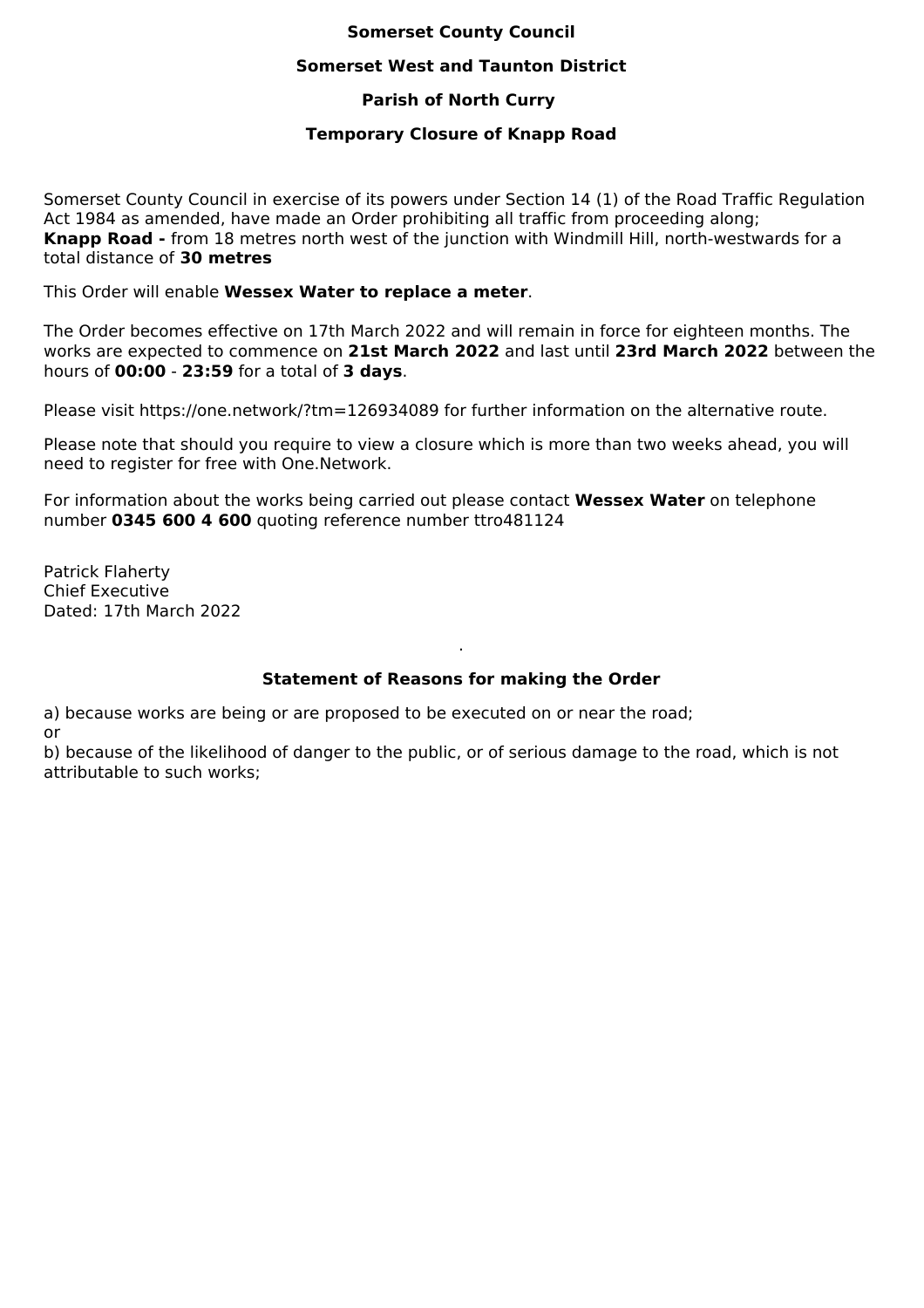**Somerset County Council**

**Somerset West and Taunton District**

**Parish of North Curry**

**Temporary Closure of Knapp Road**

Somerset County Council in exercise of its powers under Section 14 (1) of the Road Traffic Regulation Act 1984 as amended, have made an Order prohibiting all traffic from proceeding along;
**Knapp Road -** from 18 metres north west of the junction with Windmill Hill, north-westwards for a total distance of **30 metres**

This Order will enable **Wessex Water to replace a meter**.

The Order becomes effective on 17th March 2022 and will remain in force for eighteen months. The works are expected to commence on **21st March 2022** and last until **23rd March 2022** between the hours of **00:00** - **23:59** for a total of **3 days**.

Please visit https://one.network/?tm=126934089 for further information on the alternative route.

Please note that should you require to view a closure which is more than two weeks ahead, you will need to register for free with One.Network.

For information about the works being carried out please contact **Wessex Water** on telephone number **0345 600 4 600** quoting reference number ttro481124

Patrick Flaherty
Chief Executive
Dated: 17th March 2022

**Statement of Reasons for making the Order**

a) because works are being or are proposed to be executed on or near the road;
or
b) because of the likelihood of danger to the public, or of serious damage to the road, which is not attributable to such works;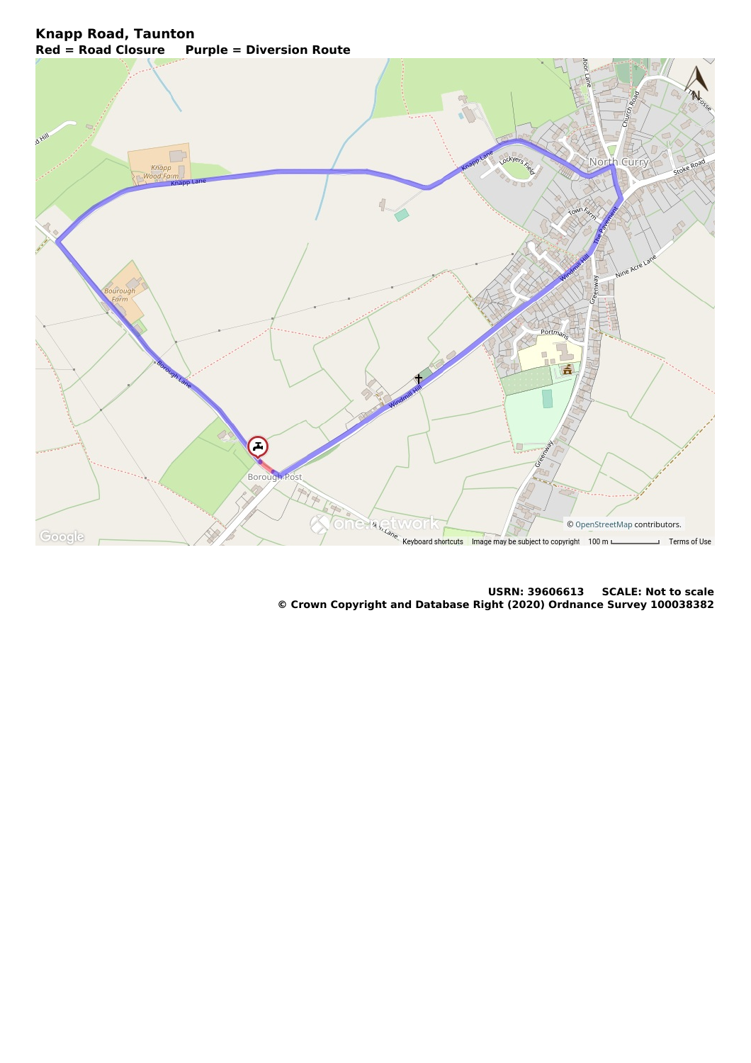# Knapp Road, Taunton

**Red = Road Closure     Purple = Diversion Route**

**USRN: 39606613     SCALE: Not to scale**

**© Crown Copyright and Database Right (2020) Ordnance Survey 100038382**